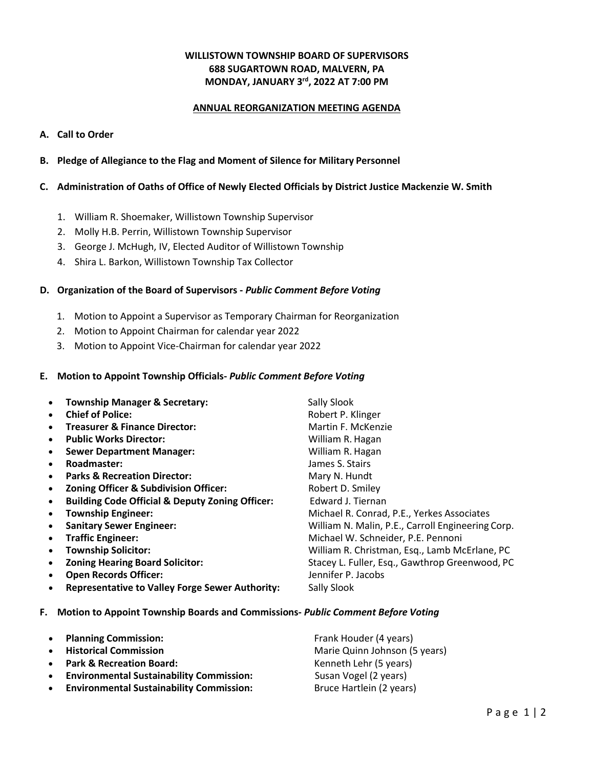**WILLISTOWN TOWNSHIP BOARD OF SUPERVISORS**
**688 SUGARTOWN ROAD, MALVERN, PA**
**MONDAY, JANUARY 3rd, 2022 AT 7:00 PM**

**ANNUAL REORGANIZATION MEETING AGENDA**

**A. Call to Order**

**B. Pledge of Allegiance to the Flag and Moment of Silence for Military Personnel**

**C. Administration of Oaths of Office of Newly Elected Officials by District Justice Mackenzie W. Smith**

1. William R. Shoemaker, Willistown Township Supervisor
2. Molly H.B. Perrin, Willistown Township Supervisor
3. George J. McHugh, IV, Elected Auditor of Willistown Township
4. Shira L. Barkon, Willistown Township Tax Collector

**D. Organization of the Board of Supervisors -** ***Public Comment Before Voting***

1. Motion to Appoint a Supervisor as Temporary Chairman for Reorganization
2. Motion to Appoint Chairman for calendar year 2022
3. Motion to Appoint Vice-Chairman for calendar year 2022

**E. Motion to Appoint Township Officials-** ***Public Comment Before Voting***

- **Township Manager & Secretary:** Sally Slook
- **Chief of Police:** Robert P. Klinger
- **Treasurer & Finance Director:** Martin F. McKenzie
- **Public Works Director:** William R. Hagan
- **Sewer Department Manager:** William R. Hagan
- **Roadmaster:** James S. Stairs
- **Parks & Recreation Director:** Mary N. Hundt
- **Zoning Officer & Subdivision Officer:** Robert D. Smiley
- **Building Code Official & Deputy Zoning Officer:** Edward J. Tiernan
- **Township Engineer:** Michael R. Conrad, P.E., Yerkes Associates
- **Sanitary Sewer Engineer:** William N. Malin, P.E., Carroll Engineering Corp.
- **Traffic Engineer:** Michael W. Schneider, P.E. Pennoni
- **Township Solicitor:** William R. Christman, Esq., Lamb McErlane, PC
- **Zoning Hearing Board Solicitor:** Stacey L. Fuller, Esq., Gawthrop Greenwood, PC
- **Open Records Officer:** Jennifer P. Jacobs
- **Representative to Valley Forge Sewer Authority:** Sally Slook

**F. Motion to Appoint Township Boards and Commissions-** ***Public Comment Before Voting***

- **Planning Commission:** Frank Houder (4 years)
- **Historical Commission** Marie Quinn Johnson (5 years)
- **Park & Recreation Board:** Kenneth Lehr (5 years)
- **Environmental Sustainability Commission:** Susan Vogel (2 years)
- **Environmental Sustainability Commission:** Bruce Hartlein (2 years)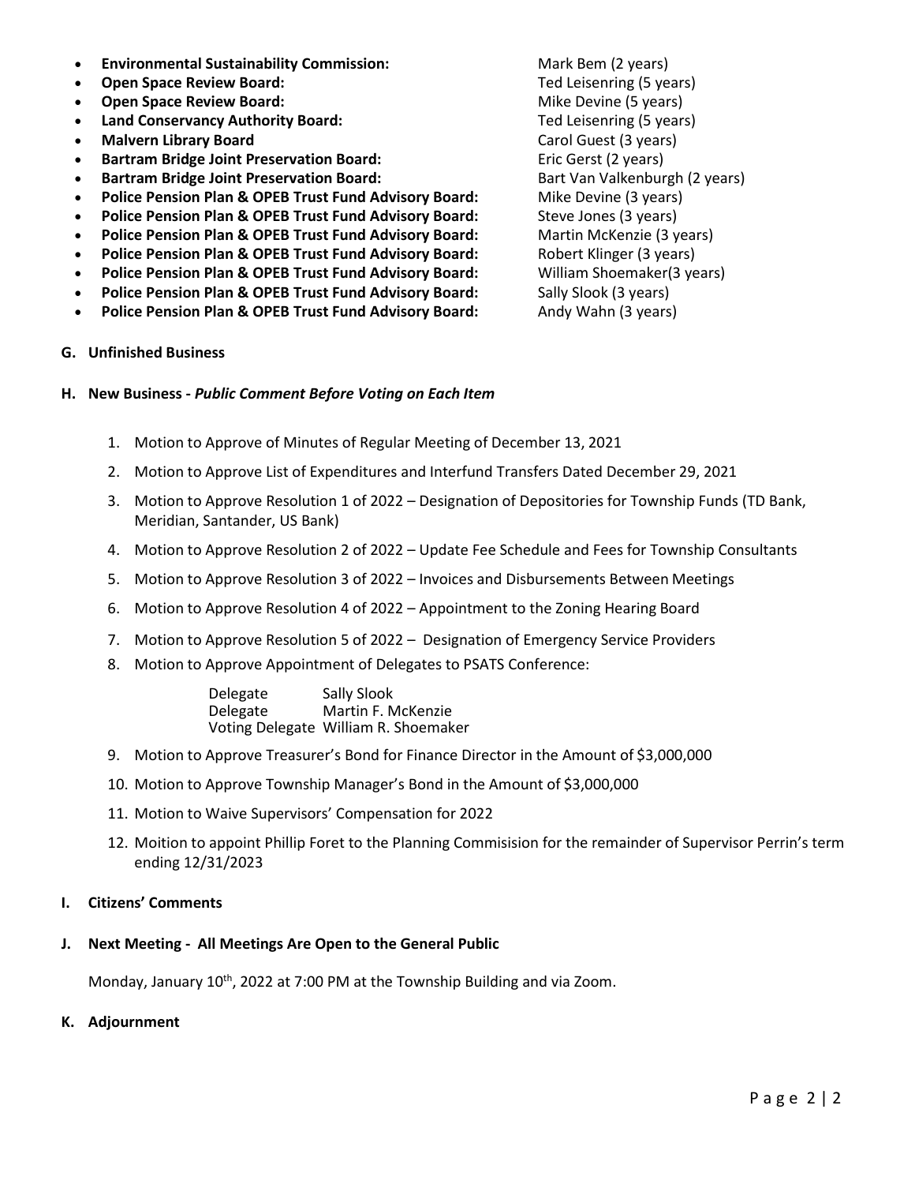- **Environmental Sustainability Commission:** Mark Bem (2 years)
- **Open Space Review Board:** Ted Leisenring (5 years)
- **Open Space Review Board:** Mike Devine (5 years)
- **Land Conservancy Authority Board:** Ted Leisenring (5 years)
- **Malvern Library Board** Carol Guest (3 years)
- **Bartram Bridge Joint Preservation Board:** Eric Gerst (2 years)
- **Bartram Bridge Joint Preservation Board:** Bart Van Valkenburgh (2 years)
- **Police Pension Plan & OPEB Trust Fund Advisory Board:** Mike Devine (3 years)
- **Police Pension Plan & OPEB Trust Fund Advisory Board:** Steve Jones (3 years)
- **Police Pension Plan & OPEB Trust Fund Advisory Board:** Martin McKenzie (3 years)
- **Police Pension Plan & OPEB Trust Fund Advisory Board:** Robert Klinger (3 years)
- **Police Pension Plan & OPEB Trust Fund Advisory Board:** William Shoemaker(3 years)
- **Police Pension Plan & OPEB Trust Fund Advisory Board:** Sally Slook (3 years)
- **Police Pension Plan & OPEB Trust Fund Advisory Board:** Andy Wahn (3 years)

**G. Unfinished Business**

**H. New Business -** ***Public Comment Before Voting on Each Item***

1. Motion to Approve of Minutes of Regular Meeting of December 13, 2021
2. Motion to Approve List of Expenditures and Interfund Transfers Dated December 29, 2021
3. Motion to Approve Resolution 1 of 2022 – Designation of Depositories for Township Funds (TD Bank, Meridian, Santander, US Bank)
4. Motion to Approve Resolution 2 of 2022 – Update Fee Schedule and Fees for Township Consultants
5. Motion to Approve Resolution 3 of 2022 – Invoices and Disbursements Between Meetings
6. Motion to Approve Resolution 4 of 2022 – Appointment to the Zoning Hearing Board
7. Motion to Approve Resolution 5 of 2022 – Designation of Emergency Service Providers
8. Motion to Approve Appointment of Delegates to PSATS Conference:

   Delegate Sally Slook
   Delegate Martin F. McKenzie
   Voting Delegate William R. Shoemaker

9. Motion to Approve Treasurer's Bond for Finance Director in the Amount of $3,000,000
10. Motion to Approve Township Manager's Bond in the Amount of $3,000,000
11. Motion to Waive Supervisors' Compensation for 2022
12. Moition to appoint Phillip Foret to the Planning Commisision for the remainder of Supervisor Perrin's term ending 12/31/2023

**I. Citizens' Comments**

**J. Next Meeting - All Meetings Are Open to the General Public**

Monday, January 10th, 2022 at 7:00 PM at the Township Building and via Zoom.

**K. Adjournment**